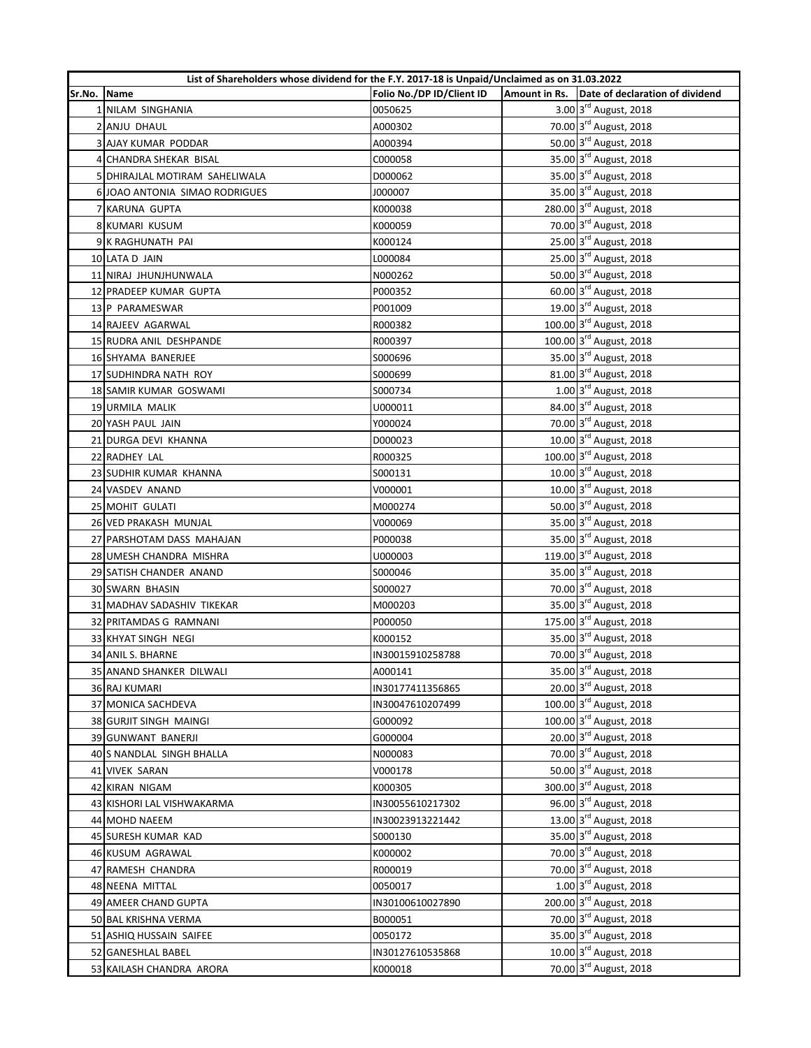| List of Shareholders whose dividend for the F.Y. 2017-18 is Unpaid/Unclaimed as on 31.03.2022 | | | | |
|---|---|---|---|---|
| Sr.No. | Name | Folio No./DP ID/Client ID | Amount in Rs. | Date of declaration of dividend |
| 1 | NILAM SINGHANIA | 0050625 | 3.00 | 3rd August, 2018 |
| 2 | ANJU DHAUL | A000302 | 70.00 | 3rd August, 2018 |
| 3 | AJAY KUMAR PODDAR | A000394 | 50.00 | 3rd August, 2018 |
| 4 | CHANDRA SHEKAR BISAL | C000058 | 35.00 | 3rd August, 2018 |
| 5 | DHIRAJLAL MOTIRAM SAHELIWALA | D000062 | 35.00 | 3rd August, 2018 |
| 6 | JOAO ANTONIA SIMAO RODRIGUES | J000007 | 35.00 | 3rd August, 2018 |
| 7 | KARUNA GUPTA | K000038 | 280.00 | 3rd August, 2018 |
| 8 | KUMARI KUSUM | K000059 | 70.00 | 3rd August, 2018 |
| 9 | K RAGHUNATH PAI | K000124 | 25.00 | 3rd August, 2018 |
| 10 | LATA D JAIN | L000084 | 25.00 | 3rd August, 2018 |
| 11 | NIRAJ JHUNJHUNWALA | N000262 | 50.00 | 3rd August, 2018 |
| 12 | PRADEEP KUMAR GUPTA | P000352 | 60.00 | 3rd August, 2018 |
| 13 | P PARAMESWAR | P001009 | 19.00 | 3rd August, 2018 |
| 14 | RAJEEV AGARWAL | R000382 | 100.00 | 3rd August, 2018 |
| 15 | RUDRA ANIL DESHPANDE | R000397 | 100.00 | 3rd August, 2018 |
| 16 | SHYAMA BANERJEE | S000696 | 35.00 | 3rd August, 2018 |
| 17 | SUDHINDRA NATH ROY | S000699 | 81.00 | 3rd August, 2018 |
| 18 | SAMIR KUMAR GOSWAMI | S000734 | 1.00 | 3rd August, 2018 |
| 19 | URMILA MALIK | U000011 | 84.00 | 3rd August, 2018 |
| 20 | YASH PAUL JAIN | Y000024 | 70.00 | 3rd August, 2018 |
| 21 | DURGA DEVI KHANNA | D000023 | 10.00 | 3rd August, 2018 |
| 22 | RADHEY LAL | R000325 | 100.00 | 3rd August, 2018 |
| 23 | SUDHIR KUMAR KHANNA | S000131 | 10.00 | 3rd August, 2018 |
| 24 | VASDEV ANAND | V000001 | 10.00 | 3rd August, 2018 |
| 25 | MOHIT GULATI | M000274 | 50.00 | 3rd August, 2018 |
| 26 | VED PRAKASH MUNJAL | V000069 | 35.00 | 3rd August, 2018 |
| 27 | PARSHOTAM DASS MAHAJAN | P000038 | 35.00 | 3rd August, 2018 |
| 28 | UMESH CHANDRA MISHRA | U000003 | 119.00 | 3rd August, 2018 |
| 29 | SATISH CHANDER ANAND | S000046 | 35.00 | 3rd August, 2018 |
| 30 | SWARN BHASIN | S000027 | 70.00 | 3rd August, 2018 |
| 31 | MADHAV SADASHIV TIKEKAR | M000203 | 35.00 | 3rd August, 2018 |
| 32 | PRITAMDAS G RAMNANI | P000050 | 175.00 | 3rd August, 2018 |
| 33 | KHYAT SINGH NEGI | K000152 | 35.00 | 3rd August, 2018 |
| 34 | ANIL S. BHARNE | IN30015910258788 | 70.00 | 3rd August, 2018 |
| 35 | ANAND SHANKER DILWALI | A000141 | 35.00 | 3rd August, 2018 |
| 36 | RAJ KUMARI | IN30177411356865 | 20.00 | 3rd August, 2018 |
| 37 | MONICA SACHDEVA | IN30047610207499 | 100.00 | 3rd August, 2018 |
| 38 | GURJIT SINGH MAINGI | G000092 | 100.00 | 3rd August, 2018 |
| 39 | GUNWANT BANERJI | G000004 | 20.00 | 3rd August, 2018 |
| 40 | S NANDLAL SINGH BHALLA | N000083 | 70.00 | 3rd August, 2018 |
| 41 | VIVEK SARAN | V000178 | 50.00 | 3rd August, 2018 |
| 42 | KIRAN NIGAM | K000305 | 300.00 | 3rd August, 2018 |
| 43 | KISHORI LAL VISHWAKARMA | IN30055610217302 | 96.00 | 3rd August, 2018 |
| 44 | MOHD NAEEM | IN30023913221442 | 13.00 | 3rd August, 2018 |
| 45 | SURESH KUMAR KAD | S000130 | 35.00 | 3rd August, 2018 |
| 46 | KUSUM AGRAWAL | K000002 | 70.00 | 3rd August, 2018 |
| 47 | RAMESH CHANDRA | R000019 | 70.00 | 3rd August, 2018 |
| 48 | NEENA MITTAL | 0050017 | 1.00 | 3rd August, 2018 |
| 49 | AMEER CHAND GUPTA | IN30100610027890 | 200.00 | 3rd August, 2018 |
| 50 | BAL KRISHNA VERMA | B000051 | 70.00 | 3rd August, 2018 |
| 51 | ASHIQ HUSSAIN SAIFEE | 0050172 | 35.00 | 3rd August, 2018 |
| 52 | GANESHLAL BABEL | IN30127610535868 | 10.00 | 3rd August, 2018 |
| 53 | KAILASH CHANDRA ARORA | K000018 | 70.00 | 3rd August, 2018 |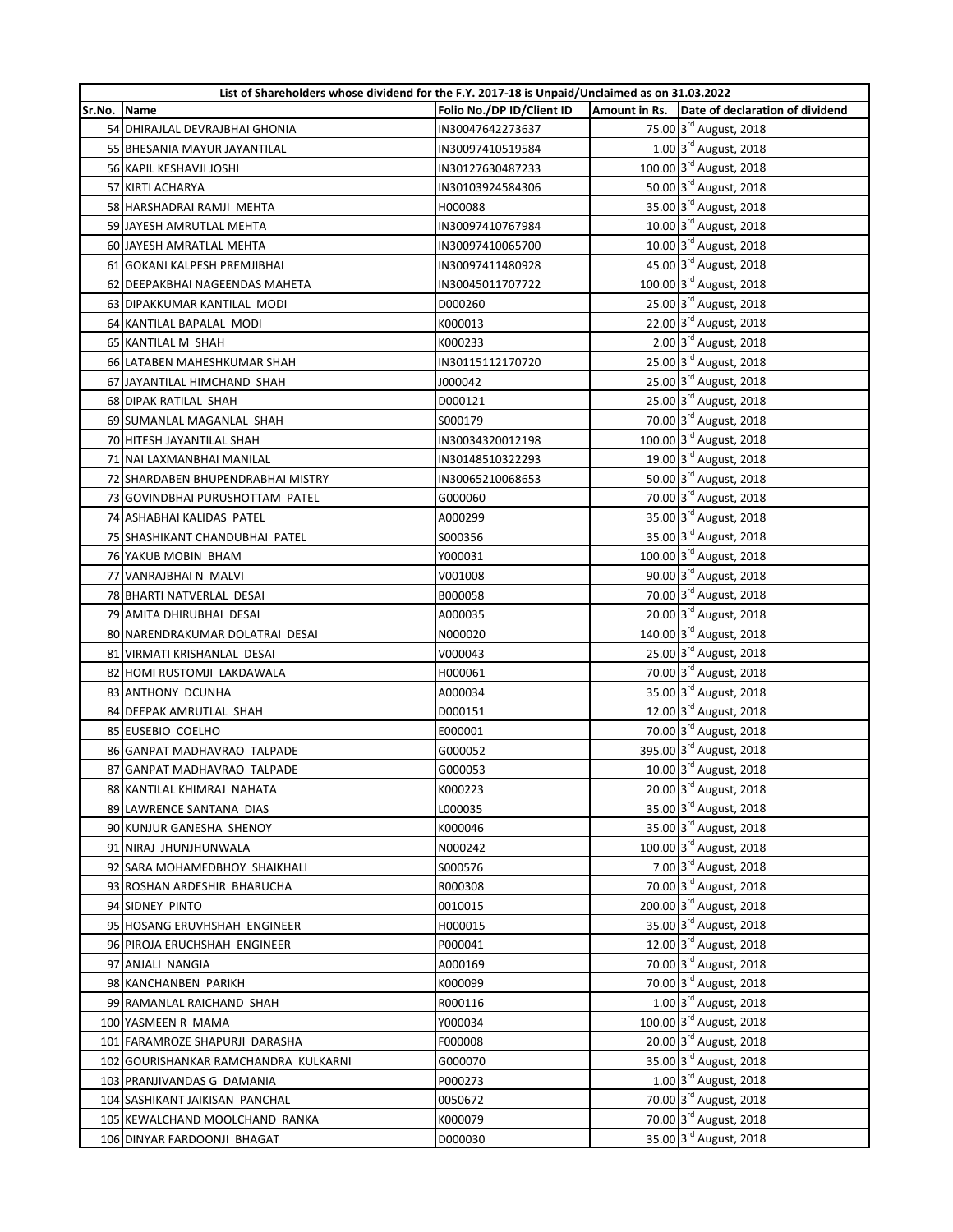| List of Shareholders whose dividend for the F.Y. 2017-18 is Unpaid/Unclaimed as on 31.03.2022 | | | | |
|---|---|---|---|---|
| Sr.No. | Name | Folio No./DP ID/Client ID | Amount in Rs. | Date of declaration of dividend |
| 54 | DHIRAJLAL DEVRAJBHAI GHONIA | IN30047642273637 | 75.00 | 3rd August, 2018 |
| 55 | BHESANIA MAYUR JAYANTILAL | IN30097410519584 | 1.00 | 3rd August, 2018 |
| 56 | KAPIL KESHAVJI JOSHI | IN30127630487233 | 100.00 | 3rd August, 2018 |
| 57 | KIRTI ACHARYA | IN30103924584306 | 50.00 | 3rd August, 2018 |
| 58 | HARSHADRAI RAMJI MEHTA | H000088 | 35.00 | 3rd August, 2018 |
| 59 | JAYESH AMRUTLAL MEHTA | IN30097410767984 | 10.00 | 3rd August, 2018 |
| 60 | JAYESH AMRATLAL MEHTA | IN30097410065700 | 10.00 | 3rd August, 2018 |
| 61 | GOKANI KALPESH PREMJIBHAI | IN30097411480928 | 45.00 | 3rd August, 2018 |
| 62 | DEEPAKBHAI NAGEENDAS MAHETA | IN30045011707722 | 100.00 | 3rd August, 2018 |
| 63 | DIPAKKUMAR KANTILAL MODI | D000260 | 25.00 | 3rd August, 2018 |
| 64 | KANTILAL BAPALAL MODI | K000013 | 22.00 | 3rd August, 2018 |
| 65 | KANTILAL M SHAH | K000233 | 2.00 | 3rd August, 2018 |
| 66 | LATABEN MAHESHKUMAR SHAH | IN30115112170720 | 25.00 | 3rd August, 2018 |
| 67 | JAYANTILAL HIMCHAND SHAH | J000042 | 25.00 | 3rd August, 2018 |
| 68 | DIPAK RATILAL SHAH | D000121 | 25.00 | 3rd August, 2018 |
| 69 | SUMANLAL MAGANLAL SHAH | S000179 | 70.00 | 3rd August, 2018 |
| 70 | HITESH JAYANTILAL SHAH | IN30034320012198 | 100.00 | 3rd August, 2018 |
| 71 | NAI LAXMANBHAI MANILAL | IN30148510322293 | 19.00 | 3rd August, 2018 |
| 72 | SHARDABEN BHUPENDRABHAI MISTRY | IN30065210068653 | 50.00 | 3rd August, 2018 |
| 73 | GOVINDBHAI PURUSHOTTAM PATEL | G000060 | 70.00 | 3rd August, 2018 |
| 74 | ASHABHAI KALIDAS PATEL | A000299 | 35.00 | 3rd August, 2018 |
| 75 | SHASHIKANT CHANDUBHAI PATEL | S000356 | 35.00 | 3rd August, 2018 |
| 76 | YAKUB MOBIN BHAM | Y000031 | 100.00 | 3rd August, 2018 |
| 77 | VANRAJBHAI N MALVI | V001008 | 90.00 | 3rd August, 2018 |
| 78 | BHARTI NATVERLAL DESAI | B000058 | 70.00 | 3rd August, 2018 |
| 79 | AMITA DHIRUBHAI DESAI | A000035 | 20.00 | 3rd August, 2018 |
| 80 | NARENDRAKUMAR DOLATRAI DESAI | N000020 | 140.00 | 3rd August, 2018 |
| 81 | VIRMATI KRISHANLAL DESAI | V000043 | 25.00 | 3rd August, 2018 |
| 82 | HOMI RUSTOMJI LAKDAWALA | H000061 | 70.00 | 3rd August, 2018 |
| 83 | ANTHONY DCUNHA | A000034 | 35.00 | 3rd August, 2018 |
| 84 | DEEPAK AMRUTLAL SHAH | D000151 | 12.00 | 3rd August, 2018 |
| 85 | EUSEBIO COELHO | E000001 | 70.00 | 3rd August, 2018 |
| 86 | GANPAT MADHAVRAO TALPADE | G000052 | 395.00 | 3rd August, 2018 |
| 87 | GANPAT MADHAVRAO TALPADE | G000053 | 10.00 | 3rd August, 2018 |
| 88 | KANTILAL KHIMRAJ NAHATA | K000223 | 20.00 | 3rd August, 2018 |
| 89 | LAWRENCE SANTANA DIAS | L000035 | 35.00 | 3rd August, 2018 |
| 90 | KUNJUR GANESHA SHENOY | K000046 | 35.00 | 3rd August, 2018 |
| 91 | NIRAJ JHUNJHUNWALA | N000242 | 100.00 | 3rd August, 2018 |
| 92 | SARA MOHAMEDBHOY SHAIKHALI | S000576 | 7.00 | 3rd August, 2018 |
| 93 | ROSHAN ARDESHIR BHARUCHA | R000308 | 70.00 | 3rd August, 2018 |
| 94 | SIDNEY PINTO | 0010015 | 200.00 | 3rd August, 2018 |
| 95 | HOSANG ERUVHSHAH ENGINEER | H000015 | 35.00 | 3rd August, 2018 |
| 96 | PIROJA ERUCHSHAH ENGINEER | P000041 | 12.00 | 3rd August, 2018 |
| 97 | ANJALI NANGIA | A000169 | 70.00 | 3rd August, 2018 |
| 98 | KANCHANBEN PARIKH | K000099 | 70.00 | 3rd August, 2018 |
| 99 | RAMANLAL RAICHAND SHAH | R000116 | 1.00 | 3rd August, 2018 |
| 100 | YASMEEN R MAMA | Y000034 | 100.00 | 3rd August, 2018 |
| 101 | FARAMROZE SHAPURJI DARASHA | F000008 | 20.00 | 3rd August, 2018 |
| 102 | GOURISHANKAR RAMCHANDRA KULKARNI | G000070 | 35.00 | 3rd August, 2018 |
| 103 | PRANJIVANDAS G DAMANIA | P000273 | 1.00 | 3rd August, 2018 |
| 104 | SASHIKANT JAIKISAN PANCHAL | 0050672 | 70.00 | 3rd August, 2018 |
| 105 | KEWALCHAND MOOLCHAND RANKA | K000079 | 70.00 | 3rd August, 2018 |
| 106 | DINYAR FARDOONJI BHAGAT | D000030 | 35.00 | 3rd August, 2018 |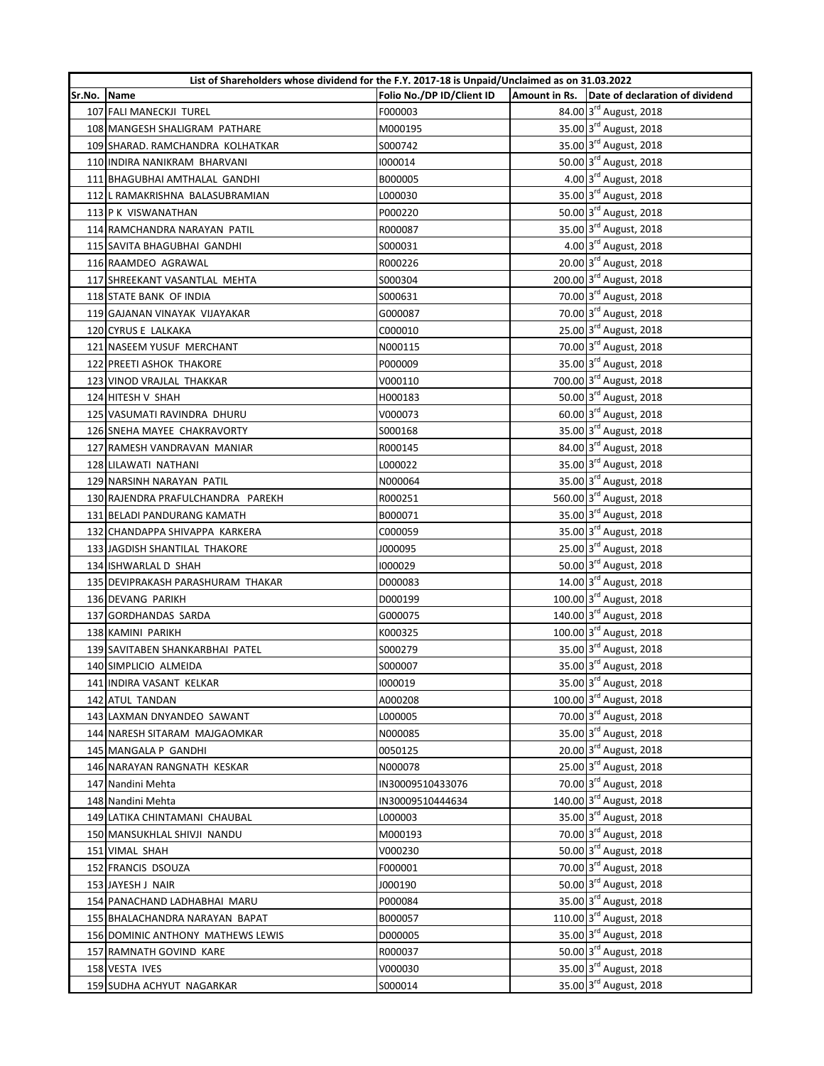| List of Shareholders whose dividend for the F.Y. 2017-18 is Unpaid/Unclaimed as on 31.03.2022 | | | | |
|---|---|---|---|---|
| Sr.No. | Name | Folio No./DP ID/Client ID | Amount in Rs. | Date of declaration of dividend |
| 107 | FALI MANECKJI TUREL | F000003 | 84.00 | 3rd August, 2018 |
| 108 | MANGESH SHALIGRAM PATHARE | M000195 | 35.00 | 3rd August, 2018 |
| 109 | SHARAD. RAMCHANDRA KOLHATKAR | S000742 | 35.00 | 3rd August, 2018 |
| 110 | INDIRA NANIKRAM BHARVANI | I000014 | 50.00 | 3rd August, 2018 |
| 111 | BHAGUBHAI AMTHALAL GANDHI | B000005 | 4.00 | 3rd August, 2018 |
| 112 | L RAMAKRISHNA BALASUBRAMIAN | L000030 | 35.00 | 3rd August, 2018 |
| 113 | P K VISWANATHAN | P000220 | 50.00 | 3rd August, 2018 |
| 114 | RAMCHANDRA NARAYAN PATIL | R000087 | 35.00 | 3rd August, 2018 |
| 115 | SAVITA BHAGUBHAI GANDHI | S000031 | 4.00 | 3rd August, 2018 |
| 116 | RAAMDEO AGRAWAL | R000226 | 20.00 | 3rd August, 2018 |
| 117 | SHREEKANT VASANTLAL MEHTA | S000304 | 200.00 | 3rd August, 2018 |
| 118 | STATE BANK OF INDIA | S000631 | 70.00 | 3rd August, 2018 |
| 119 | GAJANAN VINAYAK VIJAYAKAR | G000087 | 70.00 | 3rd August, 2018 |
| 120 | CYRUS E LALKAKA | C000010 | 25.00 | 3rd August, 2018 |
| 121 | NASEEM YUSUF MERCHANT | N000115 | 70.00 | 3rd August, 2018 |
| 122 | PREETI ASHOK THAKORE | P000009 | 35.00 | 3rd August, 2018 |
| 123 | VINOD VRAJLAL THAKKAR | V000110 | 700.00 | 3rd August, 2018 |
| 124 | HITESH V SHAH | H000183 | 50.00 | 3rd August, 2018 |
| 125 | VASUMATI RAVINDRA DHURU | V000073 | 60.00 | 3rd August, 2018 |
| 126 | SNEHA MAYEE CHAKRAVORTY | S000168 | 35.00 | 3rd August, 2018 |
| 127 | RAMESH VANDRAVAN MANIAR | R000145 | 84.00 | 3rd August, 2018 |
| 128 | LILAWATI NATHANI | L000022 | 35.00 | 3rd August, 2018 |
| 129 | NARSINH NARAYAN PATIL | N000064 | 35.00 | 3rd August, 2018 |
| 130 | RAJENDRA PRAFULCHANDRA PAREKH | R000251 | 560.00 | 3rd August, 2018 |
| 131 | BELADI PANDURANG KAMATH | B000071 | 35.00 | 3rd August, 2018 |
| 132 | CHANDAPPA SHIVAPPA KARKERA | C000059 | 35.00 | 3rd August, 2018 |
| 133 | JAGDISH SHANTILAL THAKORE | J000095 | 25.00 | 3rd August, 2018 |
| 134 | ISHWARLAL D SHAH | I000029 | 50.00 | 3rd August, 2018 |
| 135 | DEVIPRAKASH PARASHURAM THAKAR | D000083 | 14.00 | 3rd August, 2018 |
| 136 | DEVANG PARIKH | D000199 | 100.00 | 3rd August, 2018 |
| 137 | GORDHANDAS SARDA | G000075 | 140.00 | 3rd August, 2018 |
| 138 | KAMINI PARIKH | K000325 | 100.00 | 3rd August, 2018 |
| 139 | SAVITABEN SHANKARBHAI PATEL | S000279 | 35.00 | 3rd August, 2018 |
| 140 | SIMPLICIO ALMEIDA | S000007 | 35.00 | 3rd August, 2018 |
| 141 | INDIRA VASANT KELKAR | I000019 | 35.00 | 3rd August, 2018 |
| 142 | ATUL TANDAN | A000208 | 100.00 | 3rd August, 2018 |
| 143 | LAXMAN DNYANDEO SAWANT | L000005 | 70.00 | 3rd August, 2018 |
| 144 | NARESH SITARAM MAJGAOMKAR | N000085 | 35.00 | 3rd August, 2018 |
| 145 | MANGALA P GANDHI | 0050125 | 20.00 | 3rd August, 2018 |
| 146 | NARAYAN RANGNATH KESKAR | N000078 | 25.00 | 3rd August, 2018 |
| 147 | Nandini Mehta | IN30009510433076 | 70.00 | 3rd August, 2018 |
| 148 | Nandini Mehta | IN30009510444634 | 140.00 | 3rd August, 2018 |
| 149 | LATIKA CHINTAMANI CHAUBAL | L000003 | 35.00 | 3rd August, 2018 |
| 150 | MANSUKHLAL SHIVJI NANDU | M000193 | 70.00 | 3rd August, 2018 |
| 151 | VIMAL SHAH | V000230 | 50.00 | 3rd August, 2018 |
| 152 | FRANCIS DSOUZA | F000001 | 70.00 | 3rd August, 2018 |
| 153 | JAYESH J NAIR | J000190 | 50.00 | 3rd August, 2018 |
| 154 | PANACHAND LADHABHAI MARU | P000084 | 35.00 | 3rd August, 2018 |
| 155 | BHALACHANDRA NARAYAN BAPAT | B000057 | 110.00 | 3rd August, 2018 |
| 156 | DOMINIC ANTHONY MATHEWS LEWIS | D000005 | 35.00 | 3rd August, 2018 |
| 157 | RAMNATH GOVIND KARE | R000037 | 50.00 | 3rd August, 2018 |
| 158 | VESTA IVES | V000030 | 35.00 | 3rd August, 2018 |
| 159 | SUDHA ACHYUT NAGARKAR | S000014 | 35.00 | 3rd August, 2018 |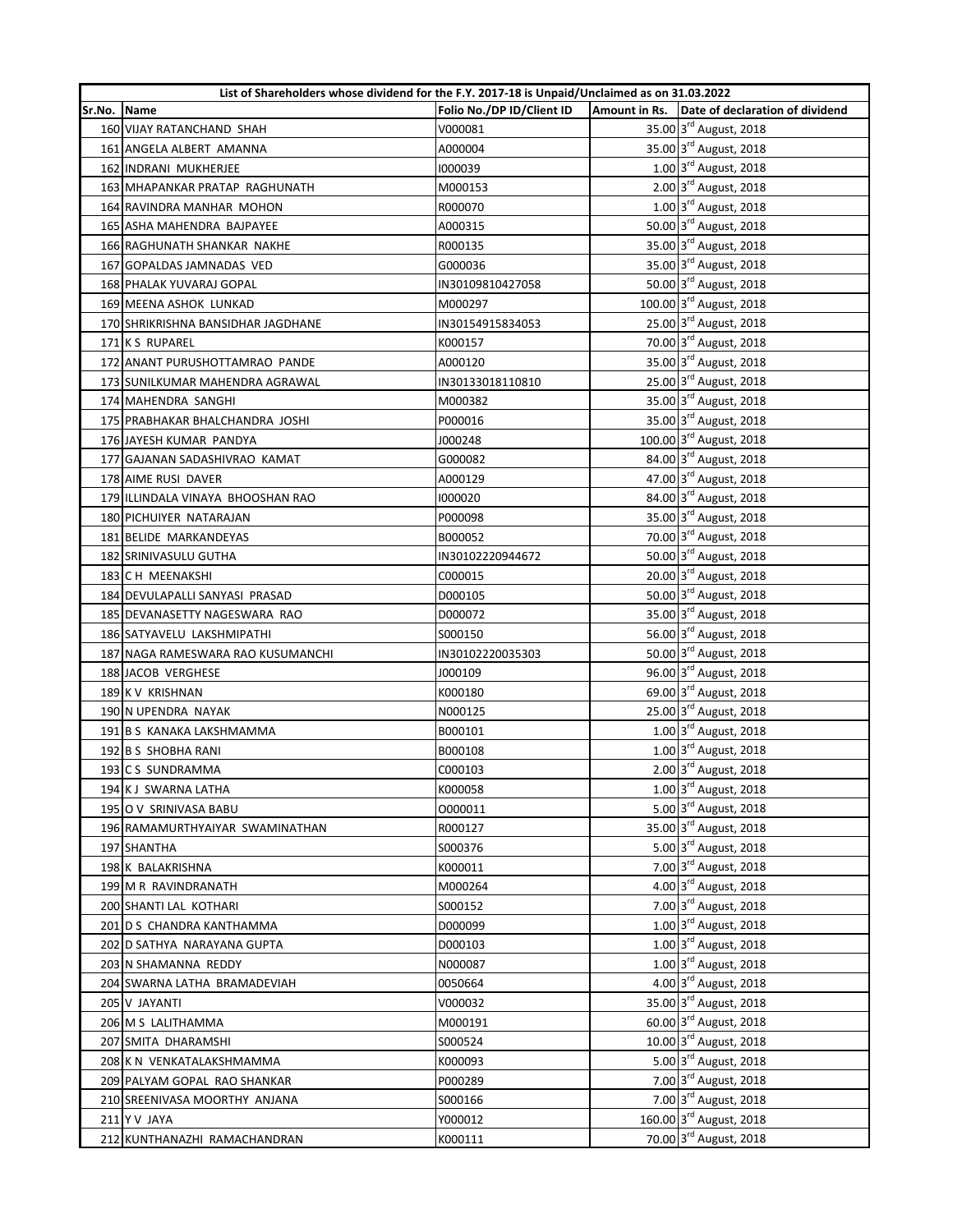| List of Shareholders whose dividend for the F.Y. 2017-18 is Unpaid/Unclaimed as on 31.03.2022 | | | | |
|---|---|---|---|---|
| Sr.No. | Name | Folio No./DP ID/Client ID | Amount in Rs. | Date of declaration of dividend |
| 160 | VIJAY RATANCHAND SHAH | V000081 | 35.00 | 3rd August, 2018 |
| 161 | ANGELA ALBERT AMANNA | A000004 | 35.00 | 3rd August, 2018 |
| 162 | INDRANI MUKHERJEE | I000039 | 1.00 | 3rd August, 2018 |
| 163 | MHAPANKAR PRATAP RAGHUNATH | M000153 | 2.00 | 3rd August, 2018 |
| 164 | RAVINDRA MANHAR MOHON | R000070 | 1.00 | 3rd August, 2018 |
| 165 | ASHA MAHENDRA BAJPAYEE | A000315 | 50.00 | 3rd August, 2018 |
| 166 | RAGHUNATH SHANKAR NAKHE | R000135 | 35.00 | 3rd August, 2018 |
| 167 | GOPALDAS JAMNADAS VED | G000036 | 35.00 | 3rd August, 2018 |
| 168 | PHALAK YUVARAJ GOPAL | IN30109810427058 | 50.00 | 3rd August, 2018 |
| 169 | MEENA ASHOK LUNKAD | M000297 | 100.00 | 3rd August, 2018 |
| 170 | SHRIKRISHNA BANSIDHAR JAGDHANE | IN30154915834053 | 25.00 | 3rd August, 2018 |
| 171 | K S RUPAREL | K000157 | 70.00 | 3rd August, 2018 |
| 172 | ANANT PURUSHOTTAMRAO PANDE | A000120 | 35.00 | 3rd August, 2018 |
| 173 | SUNILKUMAR MAHENDRA AGRAWAL | IN30133018110810 | 25.00 | 3rd August, 2018 |
| 174 | MAHENDRA SANGHI | M000382 | 35.00 | 3rd August, 2018 |
| 175 | PRABHAKAR BHALCHANDRA JOSHI | P000016 | 35.00 | 3rd August, 2018 |
| 176 | JAYESH KUMAR PANDYA | J000248 | 100.00 | 3rd August, 2018 |
| 177 | GAJANAN SADASHIVRAO KAMAT | G000082 | 84.00 | 3rd August, 2018 |
| 178 | AIME RUSI DAVER | A000129 | 47.00 | 3rd August, 2018 |
| 179 | ILLINDALA VINAYA BHOOSHAN RAO | I000020 | 84.00 | 3rd August, 2018 |
| 180 | PICHUIYER NATARAJAN | P000098 | 35.00 | 3rd August, 2018 |
| 181 | BELIDE MARKANDEYAS | B000052 | 70.00 | 3rd August, 2018 |
| 182 | SRINIVASULU GUTHA | IN30102220944672 | 50.00 | 3rd August, 2018 |
| 183 | C H MEENAKSHI | C000015 | 20.00 | 3rd August, 2018 |
| 184 | DEVULAPALLI SANYASI PRASAD | D000105 | 50.00 | 3rd August, 2018 |
| 185 | DEVANASETTY NAGESWARA RAO | D000072 | 35.00 | 3rd August, 2018 |
| 186 | SATYAVELU LAKSHMIPATHI | S000150 | 56.00 | 3rd August, 2018 |
| 187 | NAGA RAMESWARA RAO KUSUMANCHI | IN30102220035303 | 50.00 | 3rd August, 2018 |
| 188 | JACOB VERGHESE | J000109 | 96.00 | 3rd August, 2018 |
| 189 | K V KRISHNAN | K000180 | 69.00 | 3rd August, 2018 |
| 190 | N UPENDRA NAYAK | N000125 | 25.00 | 3rd August, 2018 |
| 191 | B S KANAKA LAKSHMAMMA | B000101 | 1.00 | 3rd August, 2018 |
| 192 | B S SHOBHA RANI | B000108 | 1.00 | 3rd August, 2018 |
| 193 | C S SUNDRAMMA | C000103 | 2.00 | 3rd August, 2018 |
| 194 | K J SWARNA LATHA | K000058 | 1.00 | 3rd August, 2018 |
| 195 | O V SRINIVASA BABU | O000011 | 5.00 | 3rd August, 2018 |
| 196 | RAMAMURTHYAIYAR SWAMINATHAN | R000127 | 35.00 | 3rd August, 2018 |
| 197 | SHANTHA | S000376 | 5.00 | 3rd August, 2018 |
| 198 | K BALAKRISHNA | K000011 | 7.00 | 3rd August, 2018 |
| 199 | M R RAVINDRANATH | M000264 | 4.00 | 3rd August, 2018 |
| 200 | SHANTI LAL KOTHARI | S000152 | 7.00 | 3rd August, 2018 |
| 201 | D S CHANDRA KANTHAMMA | D000099 | 1.00 | 3rd August, 2018 |
| 202 | D SATHYA NARAYANA GUPTA | D000103 | 1.00 | 3rd August, 2018 |
| 203 | N SHAMANNA REDDY | N000087 | 1.00 | 3rd August, 2018 |
| 204 | SWARNA LATHA BRAMADEVIAH | 0050664 | 4.00 | 3rd August, 2018 |
| 205 | V JAYANTI | V000032 | 35.00 | 3rd August, 2018 |
| 206 | M S LALITHAMMA | M000191 | 60.00 | 3rd August, 2018 |
| 207 | SMITA DHARAMSHI | S000524 | 10.00 | 3rd August, 2018 |
| 208 | K N VENKATALAKSHMAMMA | K000093 | 5.00 | 3rd August, 2018 |
| 209 | PALYAM GOPAL RAO SHANKAR | P000289 | 7.00 | 3rd August, 2018 |
| 210 | SREENIVASA MOORTHY ANJANA | S000166 | 7.00 | 3rd August, 2018 |
| 211 | Y V JAYA | Y000012 | 160.00 | 3rd August, 2018 |
| 212 | KUNTHANAZHI RAMACHANDRAN | K000111 | 70.00 | 3rd August, 2018 |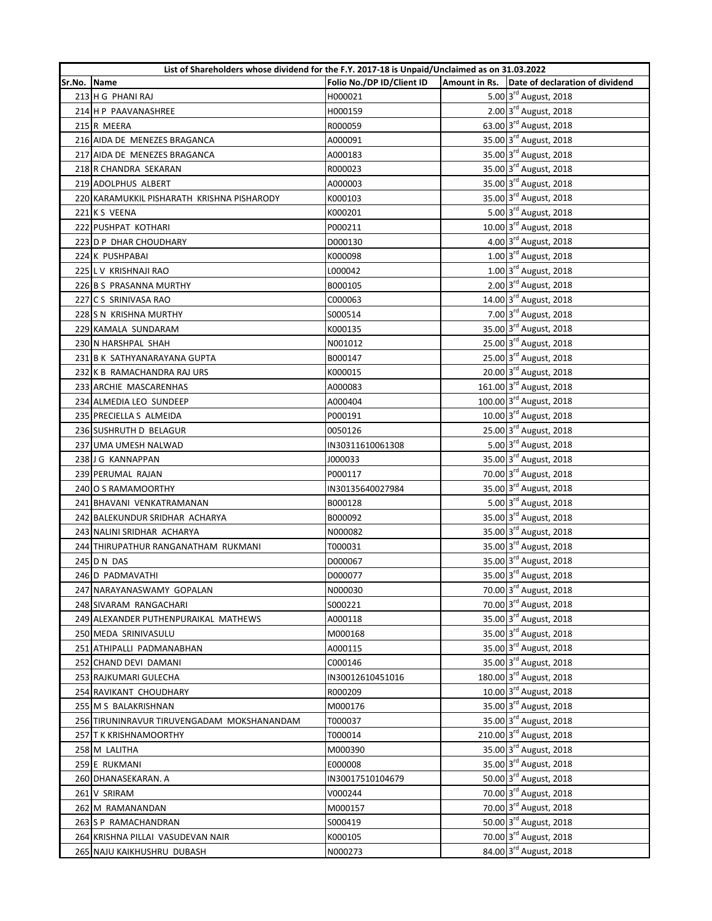| List of Shareholders whose dividend for the F.Y. 2017-18 is Unpaid/Unclaimed as on 31.03.2022 | | | | |
|---|---|---|---|---|
| **Sr.No.** | **Name** | **Folio No./DP ID/Client ID** | **Amount in Rs.** | **Date of declaration of dividend** |
| 213 | H G PHANI RAJ | H000021 | 5.00 | 3rd August, 2018 |
| 214 | H P PAAVANASHREE | H000159 | 2.00 | 3rd August, 2018 |
| 215 | R MEERA | R000059 | 63.00 | 3rd August, 2018 |
| 216 | AIDA DE MENEZES BRAGANCA | A000091 | 35.00 | 3rd August, 2018 |
| 217 | AIDA DE MENEZES BRAGANCA | A000183 | 35.00 | 3rd August, 2018 |
| 218 | R CHANDRA SEKARAN | R000023 | 35.00 | 3rd August, 2018 |
| 219 | ADOLPHUS ALBERT | A000003 | 35.00 | 3rd August, 2018 |
| 220 | KARAMUKKIL PISHARATH KRISHNA PISHARODY | K000103 | 35.00 | 3rd August, 2018 |
| 221 | K S VEENA | K000201 | 5.00 | 3rd August, 2018 |
| 222 | PUSHPAT KOTHARI | P000211 | 10.00 | 3rd August, 2018 |
| 223 | D P DHAR CHOUDHARY | D000130 | 4.00 | 3rd August, 2018 |
| 224 | K PUSHPABAI | K000098 | 1.00 | 3rd August, 2018 |
| 225 | L V KRISHNAJI RAO | L000042 | 1.00 | 3rd August, 2018 |
| 226 | B S PRASANNA MURTHY | B000105 | 2.00 | 3rd August, 2018 |
| 227 | C S SRINIVASA RAO | C000063 | 14.00 | 3rd August, 2018 |
| 228 | S N KRISHNA MURTHY | S000514 | 7.00 | 3rd August, 2018 |
| 229 | KAMALA SUNDARAM | K000135 | 35.00 | 3rd August, 2018 |
| 230 | N HARSHPAL SHAH | N001012 | 25.00 | 3rd August, 2018 |
| 231 | B K SATHYANARAYANA GUPTA | B000147 | 25.00 | 3rd August, 2018 |
| 232 | K B RAMACHANDRA RAJ URS | K000015 | 20.00 | 3rd August, 2018 |
| 233 | ARCHIE MASCARENHAS | A000083 | 161.00 | 3rd August, 2018 |
| 234 | ALMEDIA LEO SUNDEEP | A000404 | 100.00 | 3rd August, 2018 |
| 235 | PRECIELLA S ALMEIDA | P000191 | 10.00 | 3rd August, 2018 |
| 236 | SUSHRUTH D BELAGUR | 0050126 | 25.00 | 3rd August, 2018 |
| 237 | UMA UMESH NALWAD | IN30311610061308 | 5.00 | 3rd August, 2018 |
| 238 | J G KANNAPPAN | J000033 | 35.00 | 3rd August, 2018 |
| 239 | PERUMAL RAJAN | P000117 | 70.00 | 3rd August, 2018 |
| 240 | O S RAMAMOORTHY | IN30135640027984 | 35.00 | 3rd August, 2018 |
| 241 | BHAVANI VENKATRAMANAN | B000128 | 5.00 | 3rd August, 2018 |
| 242 | BALEKUNDUR SRIDHAR ACHARYA | B000092 | 35.00 | 3rd August, 2018 |
| 243 | NALINI SRIDHAR ACHARYA | N000082 | 35.00 | 3rd August, 2018 |
| 244 | THIRUPATHUR RANGANATHAM RUKMANI | T000031 | 35.00 | 3rd August, 2018 |
| 245 | D N DAS | D000067 | 35.00 | 3rd August, 2018 |
| 246 | D PADMAVATHI | D000077 | 35.00 | 3rd August, 2018 |
| 247 | NARAYANASWAMY GOPALAN | N000030 | 70.00 | 3rd August, 2018 |
| 248 | SIVARAM RANGACHARI | S000221 | 70.00 | 3rd August, 2018 |
| 249 | ALEXANDER PUTHENPURAIKAL MATHEWS | A000118 | 35.00 | 3rd August, 2018 |
| 250 | MEDA SRINIVASULU | M000168 | 35.00 | 3rd August, 2018 |
| 251 | ATHIPALLI PADMANABHAN | A000115 | 35.00 | 3rd August, 2018 |
| 252 | CHAND DEVI DAMANI | C000146 | 35.00 | 3rd August, 2018 |
| 253 | RAJKUMARI GULECHA | IN30012610451016 | 180.00 | 3rd August, 2018 |
| 254 | RAVIKANT CHOUDHARY | R000209 | 10.00 | 3rd August, 2018 |
| 255 | M S BALAKRISHNAN | M000176 | 35.00 | 3rd August, 2018 |
| 256 | TIRUNINRAVUR TIRUVENGADAM MOKSHANANDAM | T000037 | 35.00 | 3rd August, 2018 |
| 257 | T K KRISHNAMOORTHY | T000014 | 210.00 | 3rd August, 2018 |
| 258 | M LALITHA | M000390 | 35.00 | 3rd August, 2018 |
| 259 | E RUKMANI | E000008 | 35.00 | 3rd August, 2018 |
| 260 | DHANASEKARAN. A | IN30017510104679 | 50.00 | 3rd August, 2018 |
| 261 | V SRIRAM | V000244 | 70.00 | 3rd August, 2018 |
| 262 | M RAMANANDAN | M000157 | 70.00 | 3rd August, 2018 |
| 263 | S P RAMACHANDRAN | S000419 | 50.00 | 3rd August, 2018 |
| 264 | KRISHNA PILLAI VASUDEVAN NAIR | K000105 | 70.00 | 3rd August, 2018 |
| 265 | NAJU KAIKHUSHRU DUBASH | N000273 | 84.00 | 3rd August, 2018 |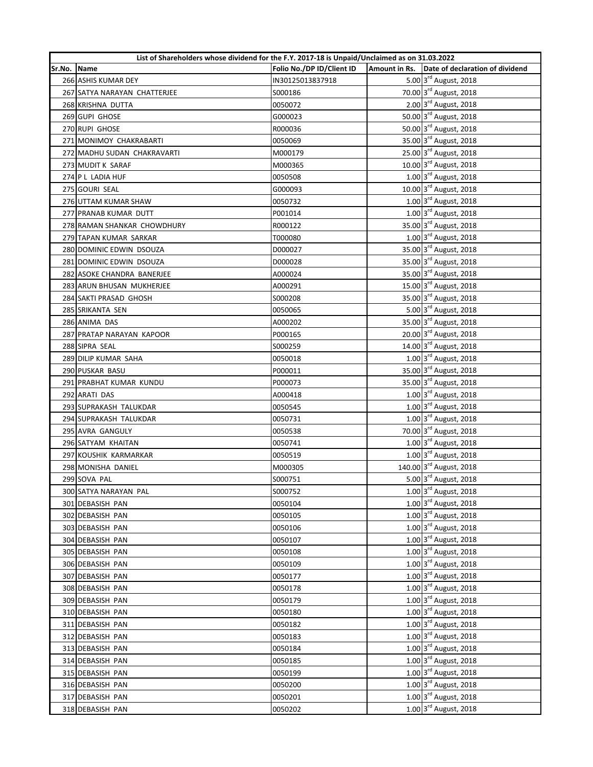| List of Shareholders whose dividend for the F.Y. 2017-18 is Unpaid/Unclaimed as on 31.03.2022 | | | | |
|---|---|---|---|---|
| Sr.No. | Name | Folio No./DP ID/Client ID | Amount in Rs. | Date of declaration of dividend |
| 266 | ASHIS KUMAR DEY | IN30125013837918 | 5.00 | 3rd August, 2018 |
| 267 | SATYA NARAYAN CHATTERJEE | S000186 | 70.00 | 3rd August, 2018 |
| 268 | KRISHNA DUTTA | 0050072 | 2.00 | 3rd August, 2018 |
| 269 | GUPI GHOSE | G000023 | 50.00 | 3rd August, 2018 |
| 270 | RUPI GHOSE | R000036 | 50.00 | 3rd August, 2018 |
| 271 | MONIMOY CHAKRABARTI | 0050069 | 35.00 | 3rd August, 2018 |
| 272 | MADHU SUDAN CHAKRAVARTI | M000179 | 25.00 | 3rd August, 2018 |
| 273 | MUDIT K SARAF | M000365 | 10.00 | 3rd August, 2018 |
| 274 | P L LADIA HUF | 0050508 | 1.00 | 3rd August, 2018 |
| 275 | GOURI SEAL | G000093 | 10.00 | 3rd August, 2018 |
| 276 | UTTAM KUMAR SHAW | 0050732 | 1.00 | 3rd August, 2018 |
| 277 | PRANAB KUMAR DUTT | P001014 | 1.00 | 3rd August, 2018 |
| 278 | RAMAN SHANKAR CHOWDHURY | R000122 | 35.00 | 3rd August, 2018 |
| 279 | TAPAN KUMAR SARKAR | T000080 | 1.00 | 3rd August, 2018 |
| 280 | DOMINIC EDWIN DSOUZA | D000027 | 35.00 | 3rd August, 2018 |
| 281 | DOMINIC EDWIN DSOUZA | D000028 | 35.00 | 3rd August, 2018 |
| 282 | ASOKE CHANDRA BANERJEE | A000024 | 35.00 | 3rd August, 2018 |
| 283 | ARUN BHUSAN MUKHERJEE | A000291 | 15.00 | 3rd August, 2018 |
| 284 | SAKTI PRASAD GHOSH | S000208 | 35.00 | 3rd August, 2018 |
| 285 | SRIKANTA SEN | 0050065 | 5.00 | 3rd August, 2018 |
| 286 | ANIMA DAS | A000202 | 35.00 | 3rd August, 2018 |
| 287 | PRATAP NARAYAN KAPOOR | P000165 | 20.00 | 3rd August, 2018 |
| 288 | SIPRA SEAL | S000259 | 14.00 | 3rd August, 2018 |
| 289 | DILIP KUMAR SAHA | 0050018 | 1.00 | 3rd August, 2018 |
| 290 | PUSKAR BASU | P000011 | 35.00 | 3rd August, 2018 |
| 291 | PRABHAT KUMAR KUNDU | P000073 | 35.00 | 3rd August, 2018 |
| 292 | ARATI DAS | A000418 | 1.00 | 3rd August, 2018 |
| 293 | SUPRAKASH TALUKDAR | 0050545 | 1.00 | 3rd August, 2018 |
| 294 | SUPRAKASH TALUKDAR | 0050731 | 1.00 | 3rd August, 2018 |
| 295 | AVRA GANGULY | 0050538 | 70.00 | 3rd August, 2018 |
| 296 | SATYAM KHAITAN | 0050741 | 1.00 | 3rd August, 2018 |
| 297 | KOUSHIK KARMARKAR | 0050519 | 1.00 | 3rd August, 2018 |
| 298 | MONISHA DANIEL | M000305 | 140.00 | 3rd August, 2018 |
| 299 | SOVA PAL | S000751 | 5.00 | 3rd August, 2018 |
| 300 | SATYA NARAYAN PAL | S000752 | 1.00 | 3rd August, 2018 |
| 301 | DEBASISH PAN | 0050104 | 1.00 | 3rd August, 2018 |
| 302 | DEBASISH PAN | 0050105 | 1.00 | 3rd August, 2018 |
| 303 | DEBASISH PAN | 0050106 | 1.00 | 3rd August, 2018 |
| 304 | DEBASISH PAN | 0050107 | 1.00 | 3rd August, 2018 |
| 305 | DEBASISH PAN | 0050108 | 1.00 | 3rd August, 2018 |
| 306 | DEBASISH PAN | 0050109 | 1.00 | 3rd August, 2018 |
| 307 | DEBASISH PAN | 0050177 | 1.00 | 3rd August, 2018 |
| 308 | DEBASISH PAN | 0050178 | 1.00 | 3rd August, 2018 |
| 309 | DEBASISH PAN | 0050179 | 1.00 | 3rd August, 2018 |
| 310 | DEBASISH PAN | 0050180 | 1.00 | 3rd August, 2018 |
| 311 | DEBASISH PAN | 0050182 | 1.00 | 3rd August, 2018 |
| 312 | DEBASISH PAN | 0050183 | 1.00 | 3rd August, 2018 |
| 313 | DEBASISH PAN | 0050184 | 1.00 | 3rd August, 2018 |
| 314 | DEBASISH PAN | 0050185 | 1.00 | 3rd August, 2018 |
| 315 | DEBASISH PAN | 0050199 | 1.00 | 3rd August, 2018 |
| 316 | DEBASISH PAN | 0050200 | 1.00 | 3rd August, 2018 |
| 317 | DEBASISH PAN | 0050201 | 1.00 | 3rd August, 2018 |
| 318 | DEBASISH PAN | 0050202 | 1.00 | 3rd August, 2018 |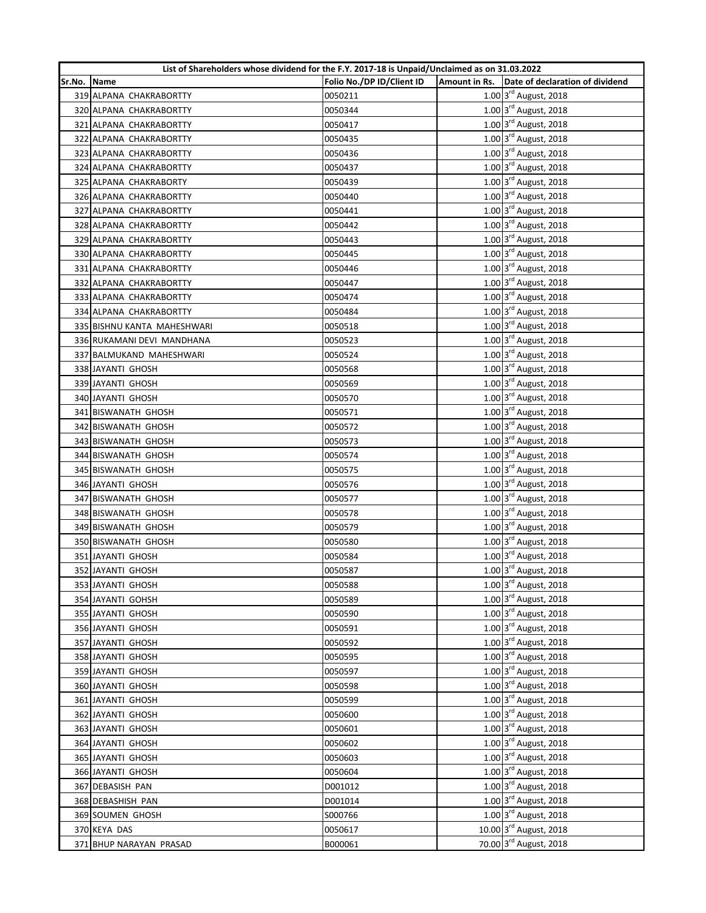| List of Shareholders whose dividend for the F.Y. 2017-18 is Unpaid/Unclaimed as on 31.03.2022 | | | | |
|---|---|---|---|---|
| Sr.No. | Name | Folio No./DP ID/Client ID | Amount in Rs. | Date of declaration of dividend |
| 319 | ALPANA CHAKRABORTTY | 0050211 | 1.00 | 3rd August, 2018 |
| 320 | ALPANA CHAKRABORTTY | 0050344 | 1.00 | 3rd August, 2018 |
| 321 | ALPANA CHAKRABORTTY | 0050417 | 1.00 | 3rd August, 2018 |
| 322 | ALPANA CHAKRABORTTY | 0050435 | 1.00 | 3rd August, 2018 |
| 323 | ALPANA CHAKRABORTTY | 0050436 | 1.00 | 3rd August, 2018 |
| 324 | ALPANA CHAKRABORTTY | 0050437 | 1.00 | 3rd August, 2018 |
| 325 | ALPANA CHAKRABORTY | 0050439 | 1.00 | 3rd August, 2018 |
| 326 | ALPANA CHAKRABORTTY | 0050440 | 1.00 | 3rd August, 2018 |
| 327 | ALPANA CHAKRABORTTY | 0050441 | 1.00 | 3rd August, 2018 |
| 328 | ALPANA CHAKRABORTTY | 0050442 | 1.00 | 3rd August, 2018 |
| 329 | ALPANA CHAKRABORTTY | 0050443 | 1.00 | 3rd August, 2018 |
| 330 | ALPANA CHAKRABORTTY | 0050445 | 1.00 | 3rd August, 2018 |
| 331 | ALPANA CHAKRABORTTY | 0050446 | 1.00 | 3rd August, 2018 |
| 332 | ALPANA CHAKRABORTTY | 0050447 | 1.00 | 3rd August, 2018 |
| 333 | ALPANA CHAKRABORTTY | 0050474 | 1.00 | 3rd August, 2018 |
| 334 | ALPANA CHAKRABORTTY | 0050484 | 1.00 | 3rd August, 2018 |
| 335 | BISHNU KANTA MAHESHWARI | 0050518 | 1.00 | 3rd August, 2018 |
| 336 | RUKAMANI DEVI MANDHANA | 0050523 | 1.00 | 3rd August, 2018 |
| 337 | BALMUKAND MAHESHWARI | 0050524 | 1.00 | 3rd August, 2018 |
| 338 | JAYANTI GHOSH | 0050568 | 1.00 | 3rd August, 2018 |
| 339 | JAYANTI GHOSH | 0050569 | 1.00 | 3rd August, 2018 |
| 340 | JAYANTI GHOSH | 0050570 | 1.00 | 3rd August, 2018 |
| 341 | BISWANATH GHOSH | 0050571 | 1.00 | 3rd August, 2018 |
| 342 | BISWANATH GHOSH | 0050572 | 1.00 | 3rd August, 2018 |
| 343 | BISWANATH GHOSH | 0050573 | 1.00 | 3rd August, 2018 |
| 344 | BISWANATH GHOSH | 0050574 | 1.00 | 3rd August, 2018 |
| 345 | BISWANATH GHOSH | 0050575 | 1.00 | 3rd August, 2018 |
| 346 | JAYANTI GHOSH | 0050576 | 1.00 | 3rd August, 2018 |
| 347 | BISWANATH GHOSH | 0050577 | 1.00 | 3rd August, 2018 |
| 348 | BISWANATH GHOSH | 0050578 | 1.00 | 3rd August, 2018 |
| 349 | BISWANATH GHOSH | 0050579 | 1.00 | 3rd August, 2018 |
| 350 | BISWANATH GHOSH | 0050580 | 1.00 | 3rd August, 2018 |
| 351 | JAYANTI GHOSH | 0050584 | 1.00 | 3rd August, 2018 |
| 352 | JAYANTI GHOSH | 0050587 | 1.00 | 3rd August, 2018 |
| 353 | JAYANTI GHOSH | 0050588 | 1.00 | 3rd August, 2018 |
| 354 | JAYANTI GOHSH | 0050589 | 1.00 | 3rd August, 2018 |
| 355 | JAYANTI GHOSH | 0050590 | 1.00 | 3rd August, 2018 |
| 356 | JAYANTI GHOSH | 0050591 | 1.00 | 3rd August, 2018 |
| 357 | JAYANTI GHOSH | 0050592 | 1.00 | 3rd August, 2018 |
| 358 | JAYANTI GHOSH | 0050595 | 1.00 | 3rd August, 2018 |
| 359 | JAYANTI GHOSH | 0050597 | 1.00 | 3rd August, 2018 |
| 360 | JAYANTI GHOSH | 0050598 | 1.00 | 3rd August, 2018 |
| 361 | JAYANTI GHOSH | 0050599 | 1.00 | 3rd August, 2018 |
| 362 | JAYANTI GHOSH | 0050600 | 1.00 | 3rd August, 2018 |
| 363 | JAYANTI GHOSH | 0050601 | 1.00 | 3rd August, 2018 |
| 364 | JAYANTI GHOSH | 0050602 | 1.00 | 3rd August, 2018 |
| 365 | JAYANTI GHOSH | 0050603 | 1.00 | 3rd August, 2018 |
| 366 | JAYANTI GHOSH | 0050604 | 1.00 | 3rd August, 2018 |
| 367 | DEBASISH PAN | D001012 | 1.00 | 3rd August, 2018 |
| 368 | DEBASHISH PAN | D001014 | 1.00 | 3rd August, 2018 |
| 369 | SOUMEN GHOSH | S000766 | 1.00 | 3rd August, 2018 |
| 370 | KEYA DAS | 0050617 | 10.00 | 3rd August, 2018 |
| 371 | BHUP NARAYAN PRASAD | B000061 | 70.00 | 3rd August, 2018 |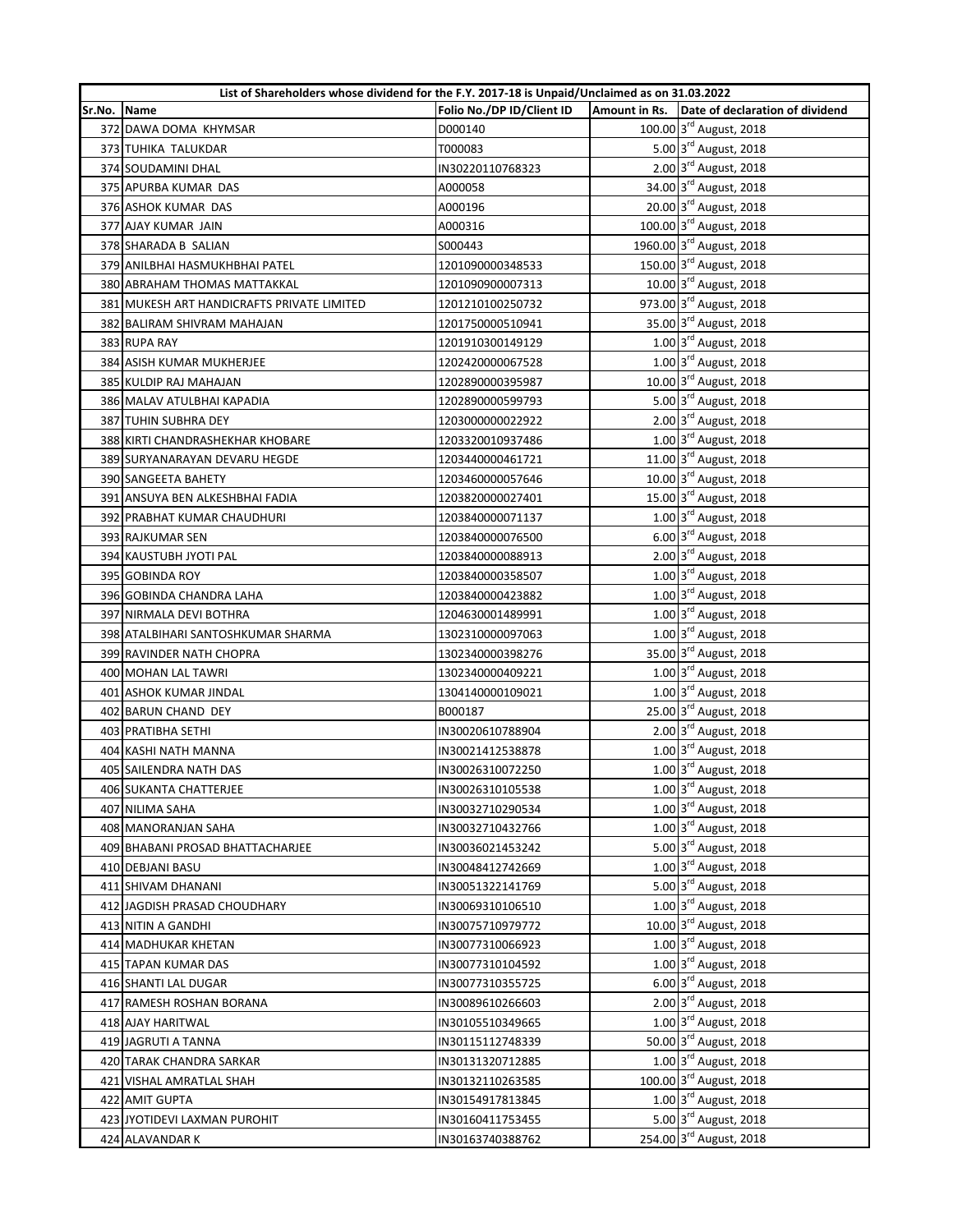| List of Shareholders whose dividend for the F.Y. 2017-18 is Unpaid/Unclaimed as on 31.03.2022 | | | | |
|---|---|---|---|---|
| Sr.No. | Name | Folio No./DP ID/Client ID | Amount in Rs. | Date of declaration of dividend |
| 372 | DAWA DOMA KHYMSAR | D000140 | 100.00 | 3rd August, 2018 |
| 373 | TUHIKA TALUKDAR | T000083 | 5.00 | 3rd August, 2018 |
| 374 | SOUDAMINI DHAL | IN30220110768323 | 2.00 | 3rd August, 2018 |
| 375 | APURBA KUMAR DAS | A000058 | 34.00 | 3rd August, 2018 |
| 376 | ASHOK KUMAR DAS | A000196 | 20.00 | 3rd August, 2018 |
| 377 | AJAY KUMAR JAIN | A000316 | 100.00 | 3rd August, 2018 |
| 378 | SHARADA B SALIAN | S000443 | 1960.00 | 3rd August, 2018 |
| 379 | ANILBHAI HASMUKHBHAI PATEL | 1201090000348533 | 150.00 | 3rd August, 2018 |
| 380 | ABRAHAM THOMAS MATTAKKAL | 1201090900007313 | 10.00 | 3rd August, 2018 |
| 381 | MUKESH ART HANDICRAFTS PRIVATE LIMITED | 1201210100250732 | 973.00 | 3rd August, 2018 |
| 382 | BALIRAM SHIVRAM MAHAJAN | 1201750000510941 | 35.00 | 3rd August, 2018 |
| 383 | RUPA RAY | 1201910300149129 | 1.00 | 3rd August, 2018 |
| 384 | ASISH KUMAR MUKHERJEE | 1202420000067528 | 1.00 | 3rd August, 2018 |
| 385 | KULDIP RAJ MAHAJAN | 1202890000395987 | 10.00 | 3rd August, 2018 |
| 386 | MALAV ATULBHAI KAPADIA | 1202890000599793 | 5.00 | 3rd August, 2018 |
| 387 | TUHIN SUBHRA DEY | 1203000000022922 | 2.00 | 3rd August, 2018 |
| 388 | KIRTI CHANDRASHEKHAR KHOBARE | 1203320010937486 | 1.00 | 3rd August, 2018 |
| 389 | SURYANARAYAN DEVARU HEGDE | 1203440000461721 | 11.00 | 3rd August, 2018 |
| 390 | SANGEETA BAHETY | 1203460000057646 | 10.00 | 3rd August, 2018 |
| 391 | ANSUYA BEN ALKESHBHAI FADIA | 1203820000027401 | 15.00 | 3rd August, 2018 |
| 392 | PRABHAT KUMAR CHAUDHURI | 1203840000071137 | 1.00 | 3rd August, 2018 |
| 393 | RAJKUMAR SEN | 1203840000076500 | 6.00 | 3rd August, 2018 |
| 394 | KAUSTUBH JYOTI PAL | 1203840000088913 | 2.00 | 3rd August, 2018 |
| 395 | GOBINDA ROY | 1203840000358507 | 1.00 | 3rd August, 2018 |
| 396 | GOBINDA CHANDRA LAHA | 1203840000423882 | 1.00 | 3rd August, 2018 |
| 397 | NIRMALA DEVI BOTHRA | 1204630001489991 | 1.00 | 3rd August, 2018 |
| 398 | ATALBIHARI SANTOSHKUMAR SHARMA | 1302310000097063 | 1.00 | 3rd August, 2018 |
| 399 | RAVINDER NATH CHOPRA | 1302340000398276 | 35.00 | 3rd August, 2018 |
| 400 | MOHAN LAL TAWRI | 1302340000409221 | 1.00 | 3rd August, 2018 |
| 401 | ASHOK KUMAR JINDAL | 1304140000109021 | 1.00 | 3rd August, 2018 |
| 402 | BARUN CHAND DEY | B000187 | 25.00 | 3rd August, 2018 |
| 403 | PRATIBHA SETHI | IN30020610788904 | 2.00 | 3rd August, 2018 |
| 404 | KASHI NATH MANNA | IN30021412538878 | 1.00 | 3rd August, 2018 |
| 405 | SAILENDRA NATH DAS | IN30026310072250 | 1.00 | 3rd August, 2018 |
| 406 | SUKANTA CHATTERJEE | IN30026310105538 | 1.00 | 3rd August, 2018 |
| 407 | NILIMA SAHA | IN30032710290534 | 1.00 | 3rd August, 2018 |
| 408 | MANORANJAN SAHA | IN30032710432766 | 1.00 | 3rd August, 2018 |
| 409 | BHABANI PROSAD BHATTACHARJEE | IN30036021453242 | 5.00 | 3rd August, 2018 |
| 410 | DEBJANI BASU | IN30048412742669 | 1.00 | 3rd August, 2018 |
| 411 | SHIVAM DHANANI | IN30051322141769 | 5.00 | 3rd August, 2018 |
| 412 | JAGDISH PRASAD CHOUDHARY | IN30069310106510 | 1.00 | 3rd August, 2018 |
| 413 | NITIN A GANDHI | IN30075710979772 | 10.00 | 3rd August, 2018 |
| 414 | MADHUKAR KHETAN | IN30077310066923 | 1.00 | 3rd August, 2018 |
| 415 | TAPAN KUMAR DAS | IN30077310104592 | 1.00 | 3rd August, 2018 |
| 416 | SHANTI LAL DUGAR | IN30077310355725 | 6.00 | 3rd August, 2018 |
| 417 | RAMESH ROSHAN BORANA | IN30089610266603 | 2.00 | 3rd August, 2018 |
| 418 | AJAY HARITWAL | IN30105510349665 | 1.00 | 3rd August, 2018 |
| 419 | JAGRUTI A TANNA | IN30115112748339 | 50.00 | 3rd August, 2018 |
| 420 | TARAK CHANDRA SARKAR | IN30131320712885 | 1.00 | 3rd August, 2018 |
| 421 | VISHAL AMRATLAL SHAH | IN30132110263585 | 100.00 | 3rd August, 2018 |
| 422 | AMIT GUPTA | IN30154917813845 | 1.00 | 3rd August, 2018 |
| 423 | JYOTIDEVI LAXMAN PUROHIT | IN30160411753455 | 5.00 | 3rd August, 2018 |
| 424 | ALAVANDAR K | IN30163740388762 | 254.00 | 3rd August, 2018 |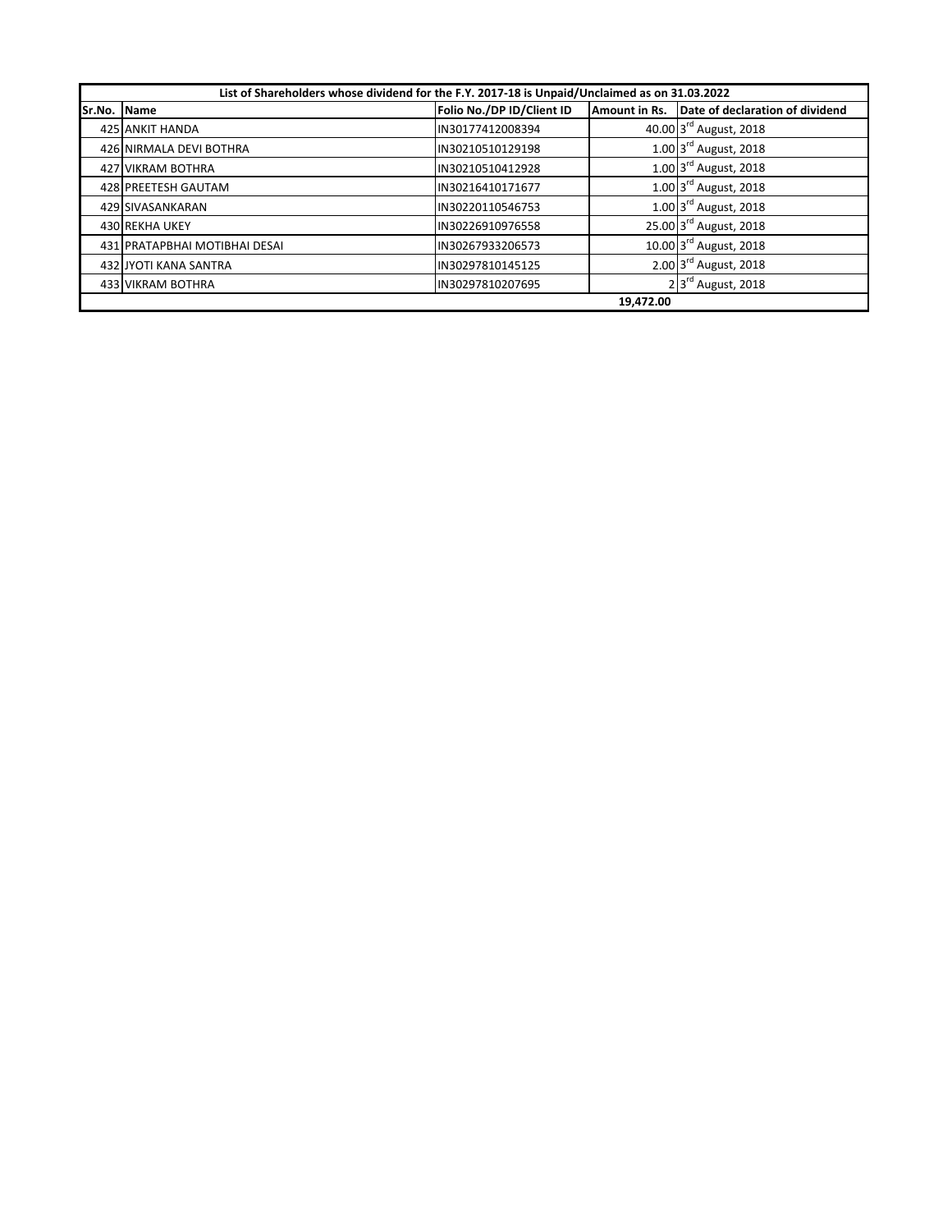| List of Shareholders whose dividend for the F.Y. 2017-18 is Unpaid/Unclaimed as on 31.03.2022 | | | | |
|---|---|---|---|---|
| **Sr.No.** | **Name** | **Folio No./DP ID/Client ID** | **Amount in Rs.** | **Date of declaration of dividend** |
| 425 | ANKIT HANDA | IN30177412008394 | 40.00 | 3rd August, 2018 |
| 426 | NIRMALA DEVI BOTHRA | IN30210510129198 | 1.00 | 3rd August, 2018 |
| 427 | VIKRAM BOTHRA | IN30210510412928 | 1.00 | 3rd August, 2018 |
| 428 | PREETESH GAUTAM | IN30216410171677 | 1.00 | 3rd August, 2018 |
| 429 | SIVASANKARAN | IN30220110546753 | 1.00 | 3rd August, 2018 |
| 430 | REKHA UKEY | IN30226910976558 | 25.00 | 3rd August, 2018 |
| 431 | PRATAPBHAI MOTIBHAI DESAI | IN30267933206573 | 10.00 | 3rd August, 2018 |
| 432 | JYOTI KANA SANTRA | IN30297810145125 | 2.00 | 3rd August, 2018 |
| 433 | VIKRAM BOTHRA | IN30297810207695 | 2 | 3rd August, 2018 |
| | | | **19,472.00** | |